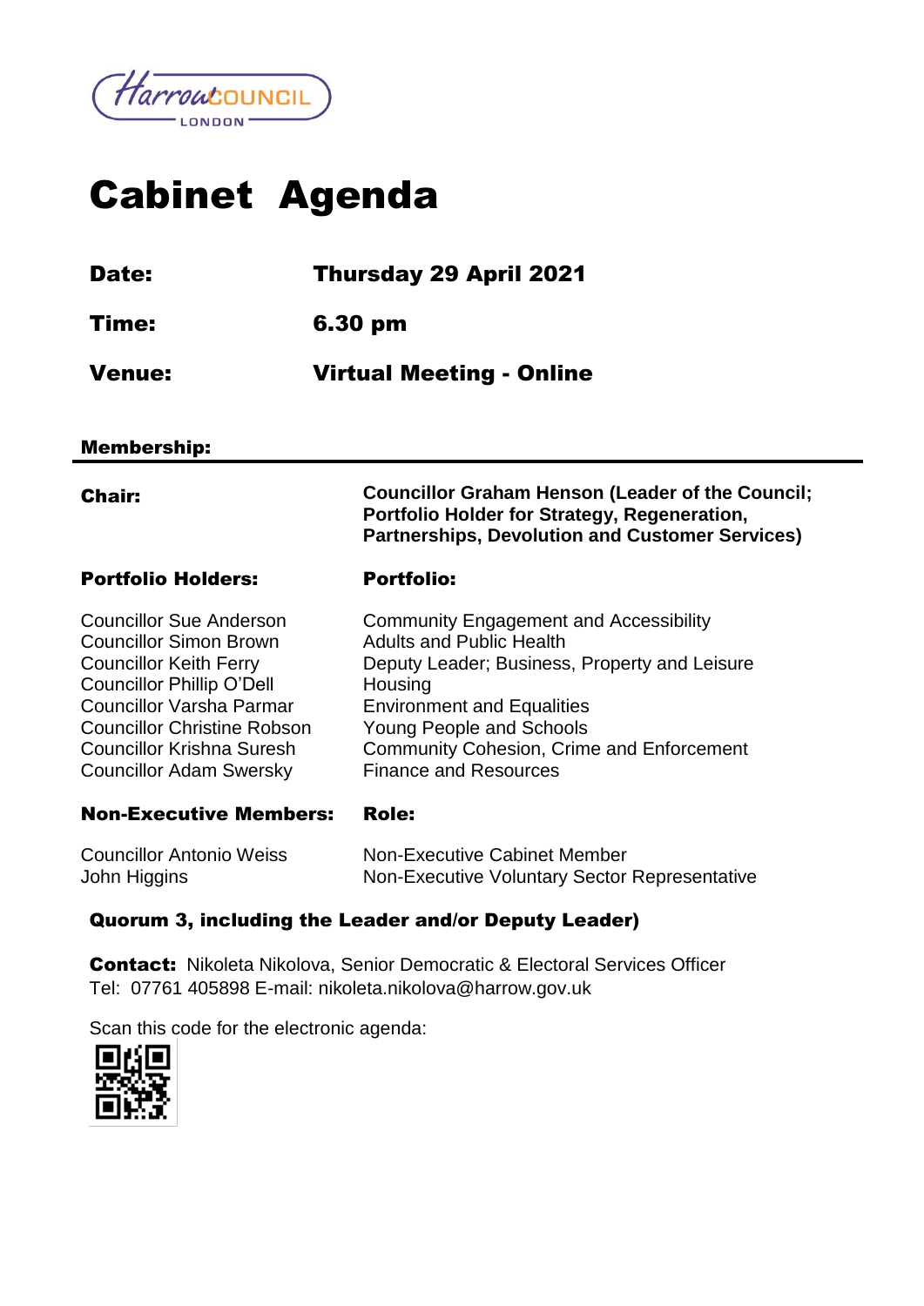# Cabinet Agenda

**Date:** Thursday 29 April 2021

**Time:** 6.30 pm

**Venue:** Virtual Meeting - Online

## Membership:

| **Chair:** | **Councillor Graham Henson (Leader of the Council; Portfolio Holder for Strategy, Regeneration, Partnerships, Devolution and Customer Services)** |
|---|---|
| **Portfolio Holders:** | **Portfolio:** |
| Councillor Sue Anderson | Community Engagement and Accessibility |
| Councillor Simon Brown | Adults and Public Health |
| Councillor Keith Ferry | Deputy Leader; Business, Property and Leisure |
| Councillor Phillip O'Dell | Housing |
| Councillor Varsha Parmar | Environment and Equalities |
| Councillor Christine Robson | Young People and Schools |
| Councillor Krishna Suresh | Community Cohesion, Crime and Enforcement |
| Councillor Adam Swersky | Finance and Resources |
| **Non-Executive Members:** | **Role:** |
| Councillor Antonio Weiss | Non-Executive Cabinet Member |
| John Higgins | Non-Executive Voluntary Sector Representative |

**Quorum 3, including the Leader and/or Deputy Leader)**

**Contact:** Nikoleta Nikolova, Senior Democratic & Electoral Services Officer
Tel: 07761 405898 E-mail: nikoleta.nikolova@harrow.gov.uk

Scan this code for the electronic agenda: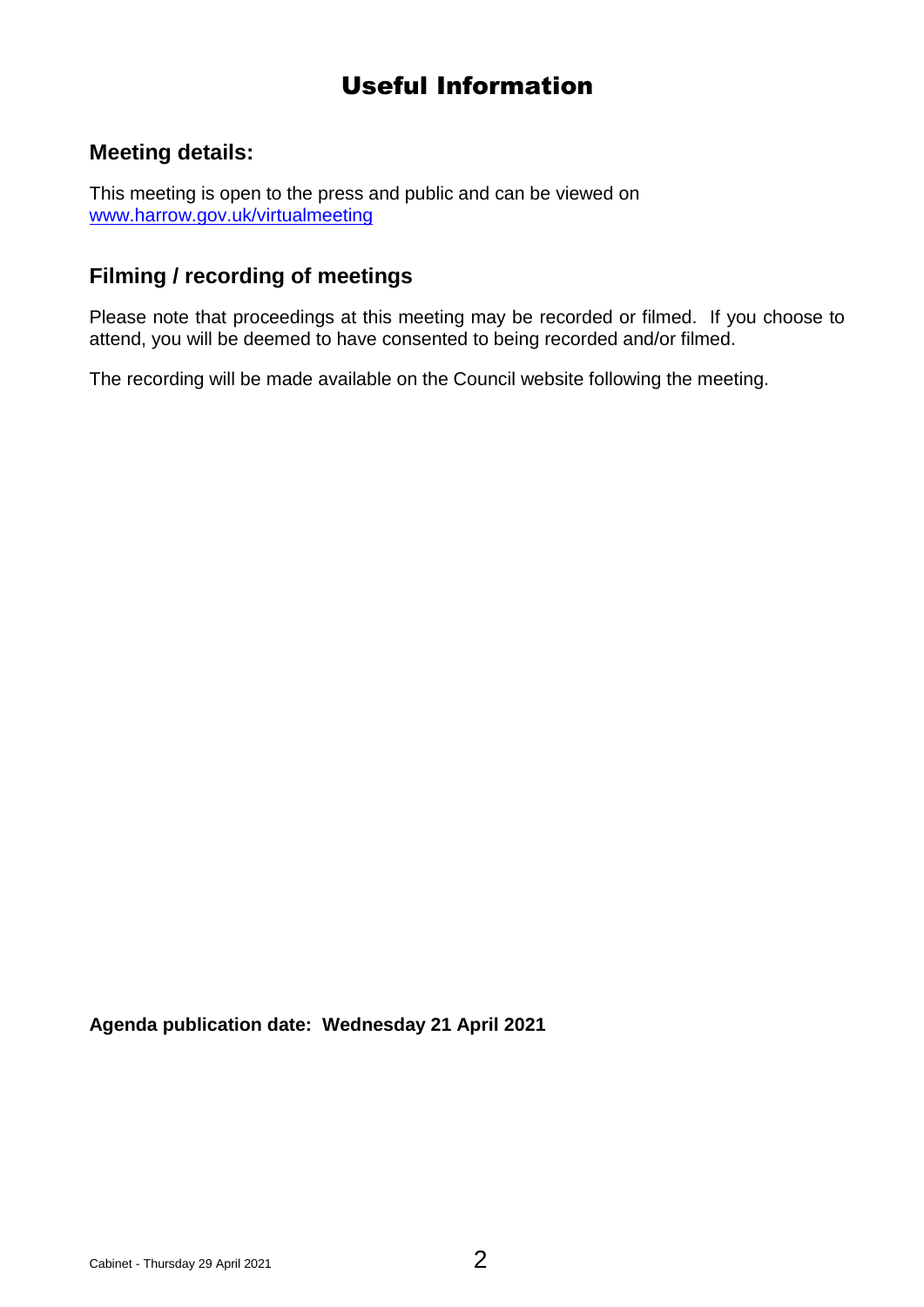# Useful Information

## Meeting details:

This meeting is open to the press and public and can be viewed on [www.harrow.gov.uk/virtualmeeting](http://www.harrow.gov.uk/virtualmeeting)

## Filming / recording of meetings

Please note that proceedings at this meeting may be recorded or filmed. If you choose to attend, you will be deemed to have consented to being recorded and/or filmed.

The recording will be made available on the Council website following the meeting.

**Agenda publication date: Wednesday 21 April 2021**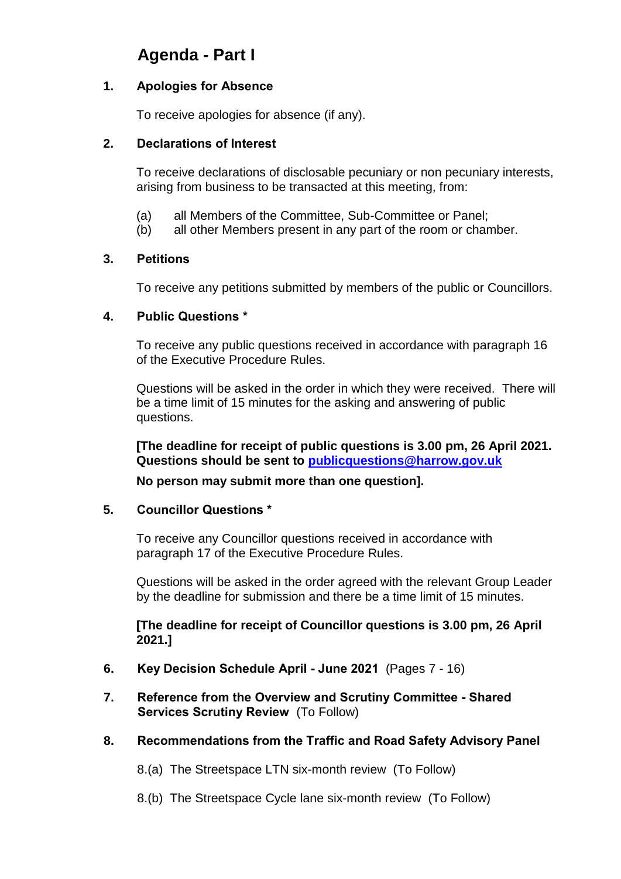# Agenda - Part I

### 1. Apologies for Absence

To receive apologies for absence (if any).

### 2. Declarations of Interest

To receive declarations of disclosable pecuniary or non pecuniary interests, arising from business to be transacted at this meeting, from:

(a) all Members of the Committee, Sub-Committee or Panel;
(b) all other Members present in any part of the room or chamber.

### 3. Petitions

To receive any petitions submitted by members of the public or Councillors.

### 4. Public Questions *

To receive any public questions received in accordance with paragraph 16 of the Executive Procedure Rules.

Questions will be asked in the order in which they were received. There will be a time limit of 15 minutes for the asking and answering of public questions.

**[The deadline for receipt of public questions is 3.00 pm, 26 April 2021. Questions should be sent to publicquestions@harrow.gov.uk**

**No person may submit more than one question].**

### 5. Councillor Questions *

To receive any Councillor questions received in accordance with paragraph 17 of the Executive Procedure Rules.

Questions will be asked in the order agreed with the relevant Group Leader by the deadline for submission and there be a time limit of 15 minutes.

**[The deadline for receipt of Councillor questions is 3.00 pm, 26 April 2021.]**

### 6. Key Decision Schedule April - June 2021 (Pages 7 - 16)

### 7. Reference from the Overview and Scrutiny Committee - Shared Services Scrutiny Review (To Follow)

### 8. Recommendations from the Traffic and Road Safety Advisory Panel

8.(a) The Streetspace LTN six-month review (To Follow)

8.(b) The Streetspace Cycle lane six-month review (To Follow)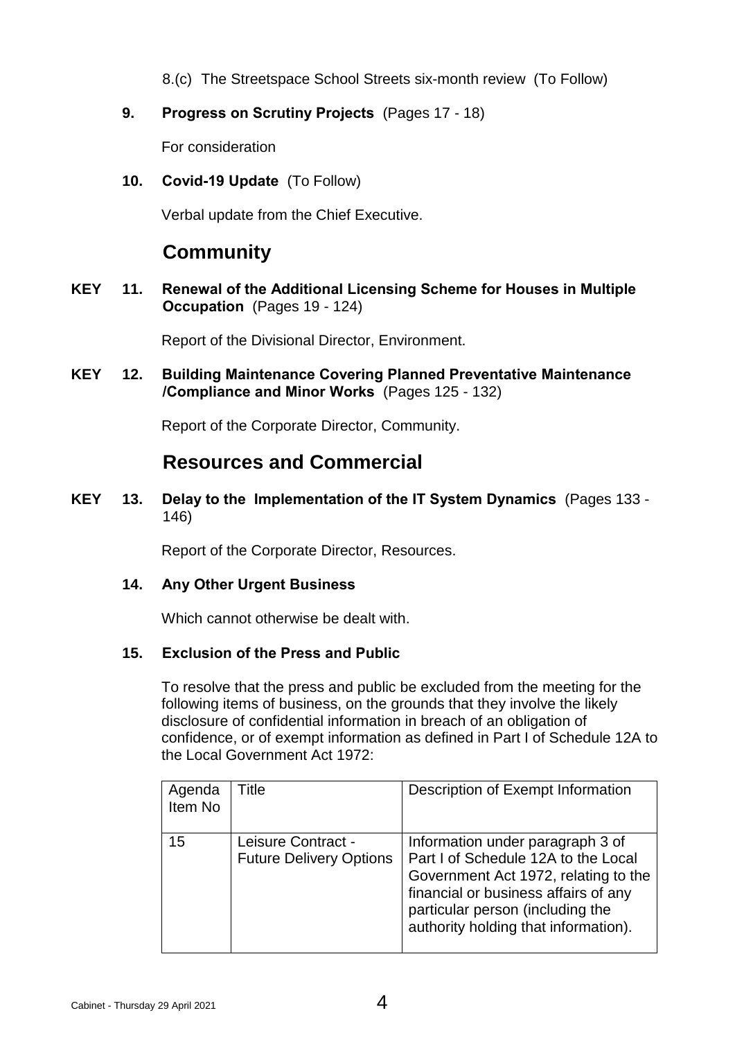8.(c) The Streetspace School Streets six-month review (To Follow)

**9. Progress on Scrutiny Projects** (Pages 17 - 18)

For consideration

**10. Covid-19 Update** (To Follow)

Verbal update from the Chief Executive.

## Community

**KEY 11. Renewal of the Additional Licensing Scheme for Houses in Multiple Occupation** (Pages 19 - 124)

Report of the Divisional Director, Environment.

**KEY 12. Building Maintenance Covering Planned Preventative Maintenance /Compliance and Minor Works** (Pages 125 - 132)

Report of the Corporate Director, Community.

## Resources and Commercial

**KEY 13. Delay to the Implementation of the IT System Dynamics** (Pages 133 - 146)

Report of the Corporate Director, Resources.

**14. Any Other Urgent Business**

Which cannot otherwise be dealt with.

**15. Exclusion of the Press and Public**

To resolve that the press and public be excluded from the meeting for the following items of business, on the grounds that they involve the likely disclosure of confidential information in breach of an obligation of confidence, or of exempt information as defined in Part I of Schedule 12A to the Local Government Act 1972:

| Agenda Item No | Title | Description of Exempt Information |
|---|---|---|
| 15 | Leisure Contract - Future Delivery Options | Information under paragraph 3 of Part I of Schedule 12A to the Local Government Act 1972, relating to the financial or business affairs of any particular person (including the authority holding that information). |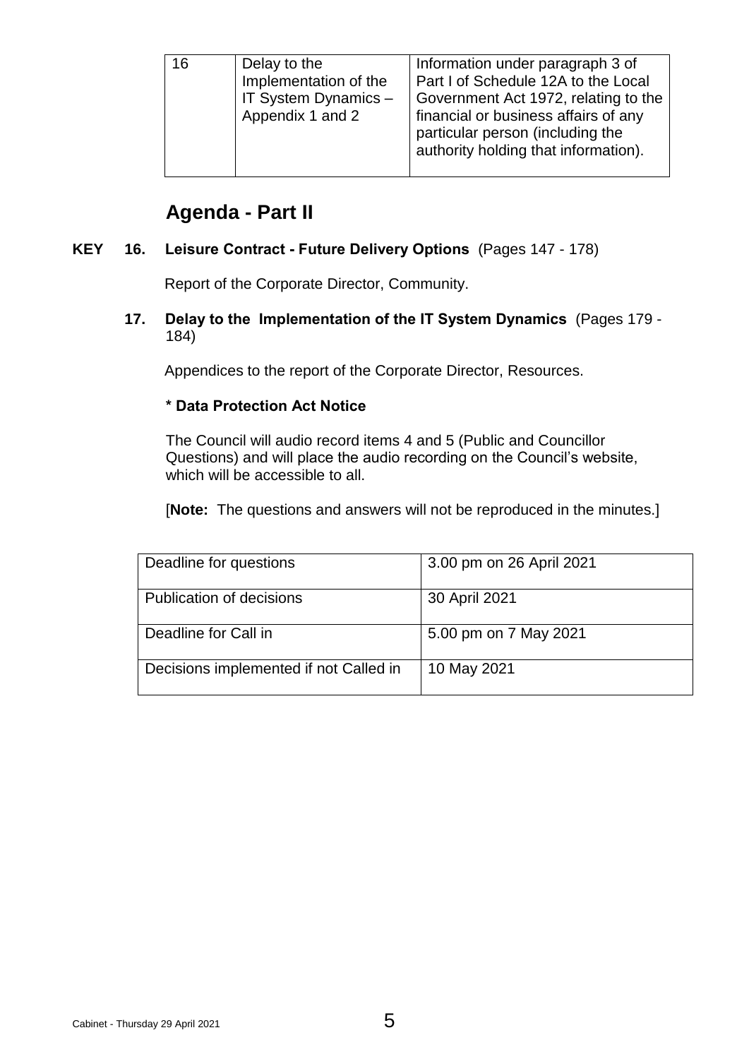| | | |
|---|---|---|
| 16 | Delay to the Implementation of the IT System Dynamics – Appendix 1 and 2 | Information under paragraph 3 of Part I of Schedule 12A to the Local Government Act 1972, relating to the financial or business affairs of any particular person (including the authority holding that information). |

## Agenda - Part II

**KEY 16. Leisure Contract - Future Delivery Options** (Pages 147 - 178)

Report of the Corporate Director, Community.

**17. Delay to the Implementation of the IT System Dynamics** (Pages 179 - 184)

Appendices to the report of the Corporate Director, Resources.

**\* Data Protection Act Notice**

The Council will audio record items 4 and 5 (Public and Councillor Questions) and will place the audio recording on the Council's website, which will be accessible to all.

[**Note:** The questions and answers will not be reproduced in the minutes.]

| | |
|---|---|
| Deadline for questions | 3.00 pm on 26 April 2021 |
| Publication of decisions | 30 April 2021 |
| Deadline for Call in | 5.00 pm on 7 May 2021 |
| Decisions implemented if not Called in | 10 May 2021 |